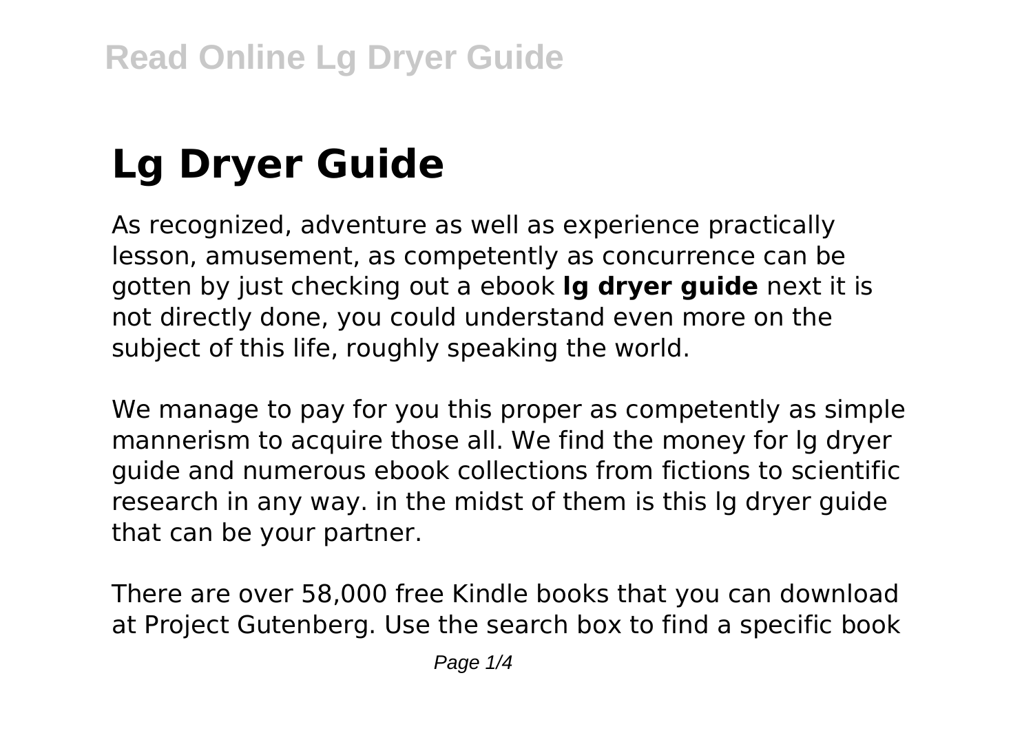# Lg Dryer Guide

As recognized, adventure as well as experience practically lesson, amusement, as competently as concurrence can be gotten by just checking out a ebook **lg dryer guide** next it is not directly done, you could understand even more on the subject of this life, roughly speaking the world.

We manage to pay for you this proper as competently as simple mannerism to acquire those all. We find the money for lg dryer guide and numerous ebook collections from fictions to scientific research in any way. in the midst of them is this lg dryer guide that can be your partner.

There are over 58,000 free Kindle books that you can download at Project Gutenberg. Use the search box to find a specific book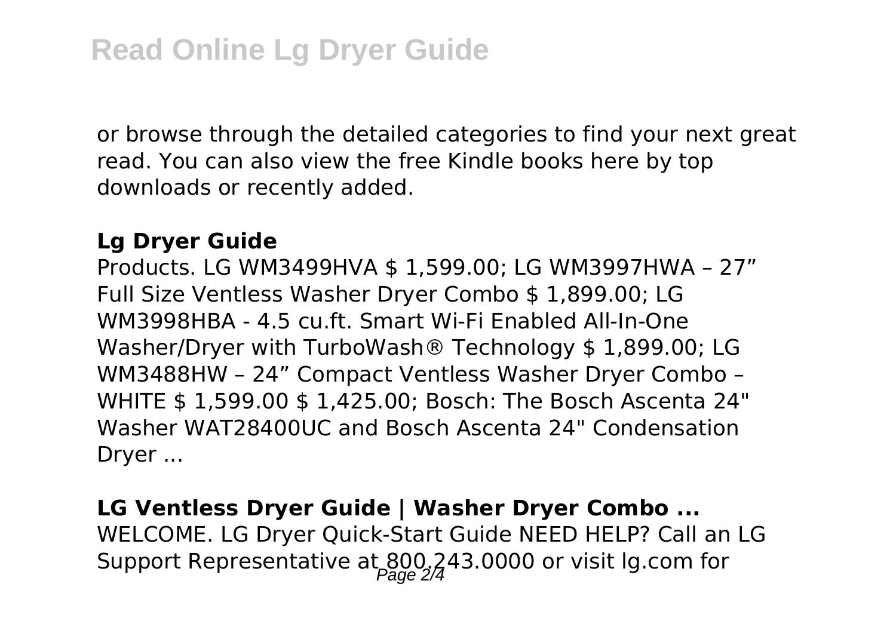or browse through the detailed categories to find your next great read. You can also view the free Kindle books here by top downloads or recently added.

**Lg Dryer Guide**

Products. LG WM3499HVA $ 1,599.00; LG WM3997HWA – 27" Full Size Ventless Washer Dryer Combo $ 1,899.00; LG WM3998HBA - 4.5 cu.ft. Smart Wi-Fi Enabled All-In-One Washer/Dryer with TurboWash® Technology $ 1,899.00; LG WM3488HW – 24" Compact Ventless Washer Dryer Combo – WHITE $ 1,599.00 $ 1,425.00; Bosch: The Bosch Ascenta 24" Washer WAT28400UC and Bosch Ascenta 24" Condensation Dryer ...

**LG Ventless Dryer Guide | Washer Dryer Combo ...**

WELCOME. LG Dryer Quick-Start Guide NEED HELP? Call an LG Support Representative at 800.243.0000 or visit lg.com for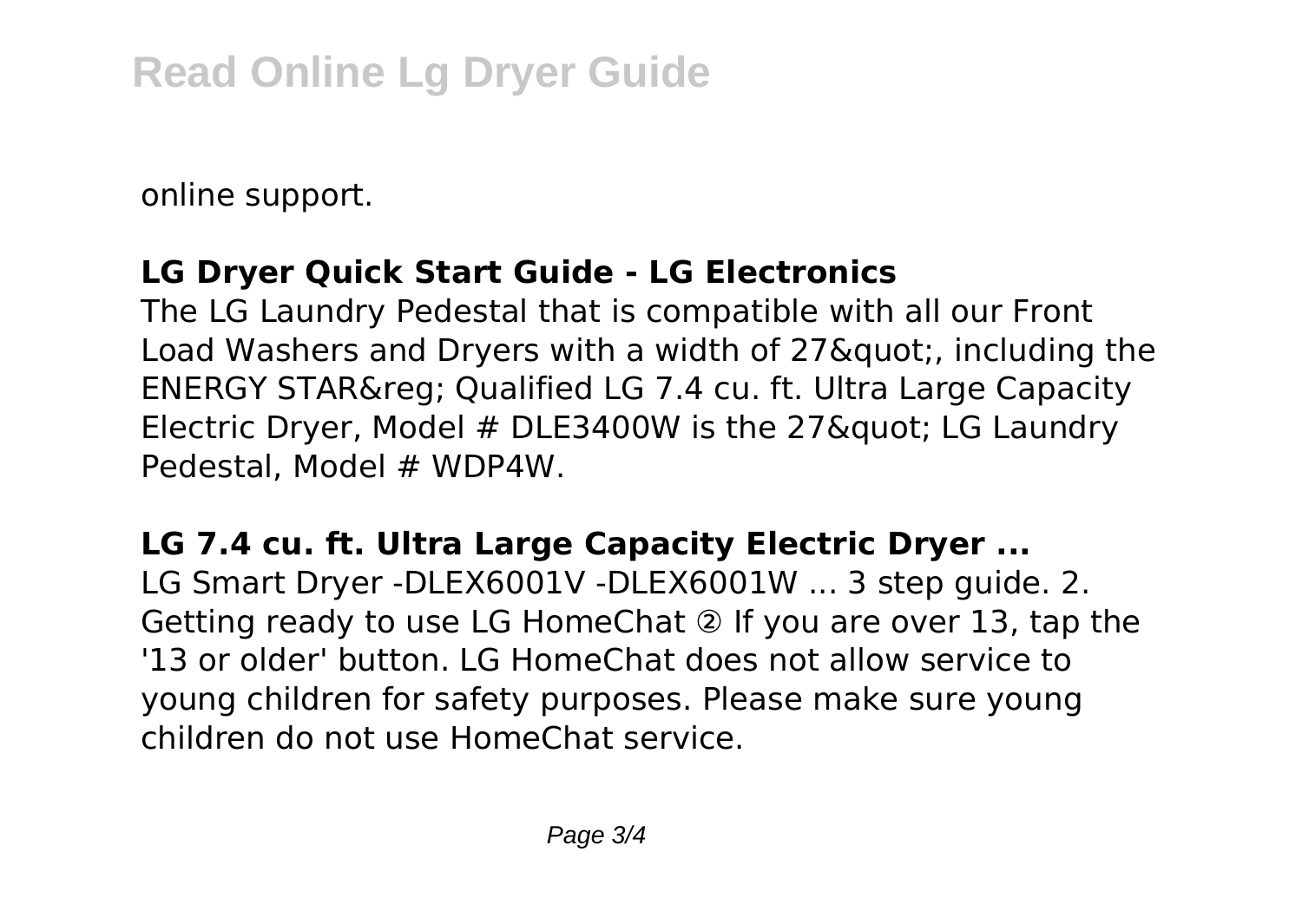online support.

**LG Dryer Quick Start Guide - LG Electronics**

The LG Laundry Pedestal that is compatible with all our Front Load Washers and Dryers with a width of 27&quot;, including the ENERGY STAR&reg; Qualified LG 7.4 cu. ft. Ultra Large Capacity Electric Dryer, Model # DLE3400W is the 27&quot; LG Laundry Pedestal, Model # WDP4W.

**LG 7.4 cu. ft. Ultra Large Capacity Electric Dryer ...**

LG Smart Dryer -DLEX6001V -DLEX6001W ... 3 step guide. 2. Getting ready to use LG HomeChat ② If you are over 13, tap the '13 or older' button. LG HomeChat does not allow service to young children for safety purposes. Please make sure young children do not use HomeChat service.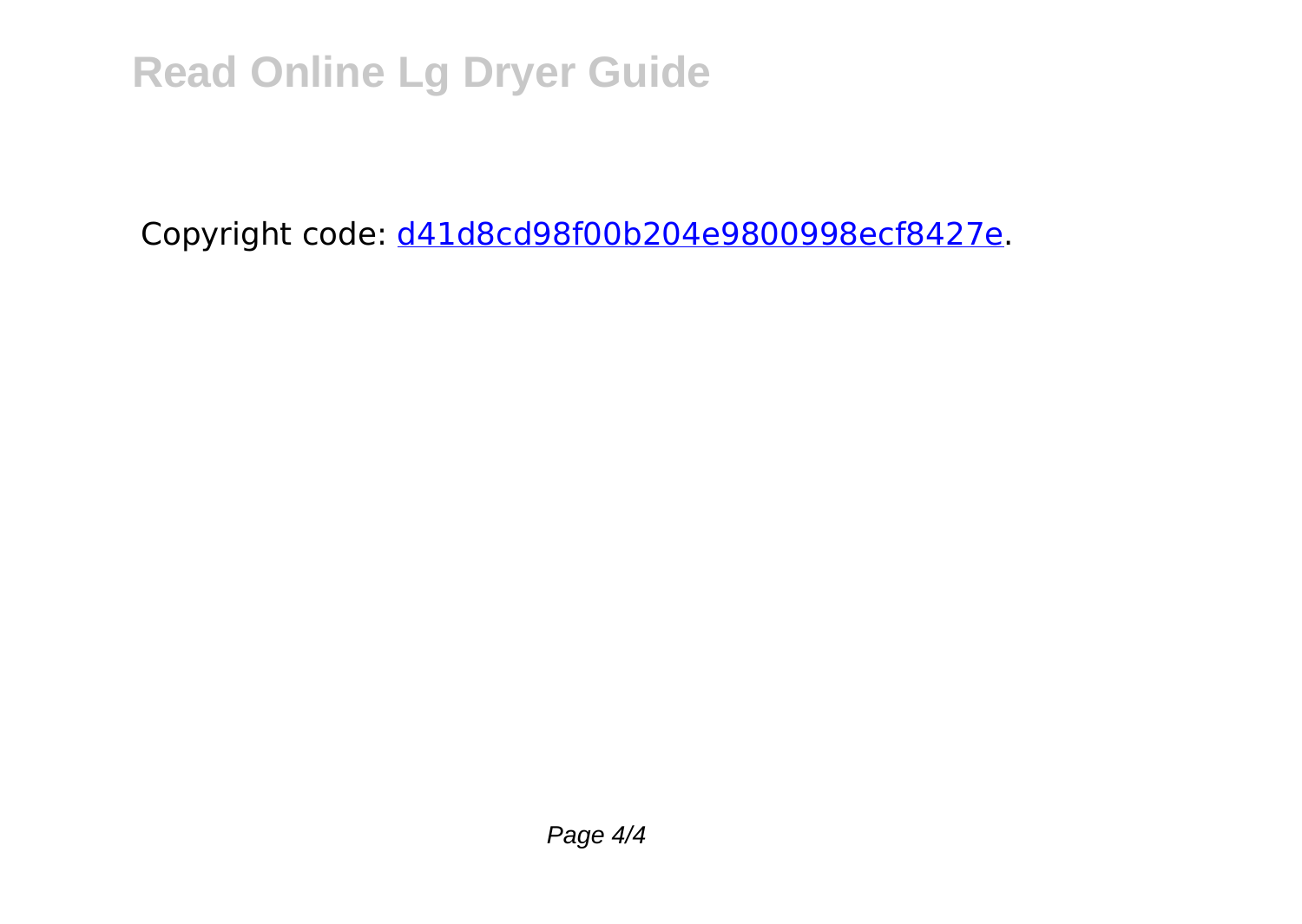Copyright code: d41d8cd98f00b204e9800998ecf8427e.